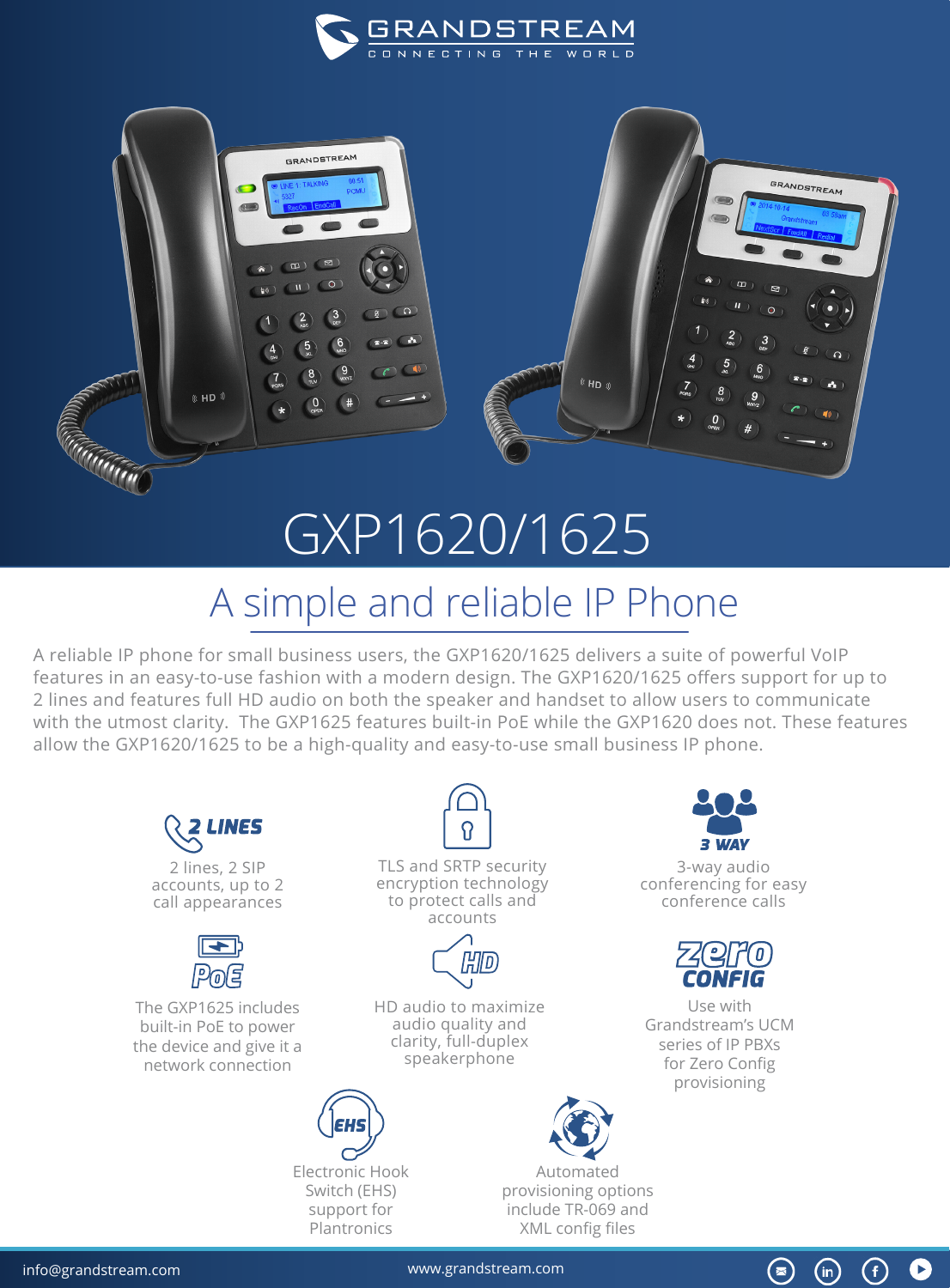GRANDSTREAM
CONNECTING THE WORLD

# GXP1620/1625

## A simple and reliable IP Phone

A reliable IP phone for small business users, the GXP1620/1625 delivers a suite of powerful VoIP features in an easy-to-use fashion with a modern design. The GXP1620/1625 offers support for up to 2 lines and features full HD audio on both the speaker and handset to allow users to communicate with the utmost clarity. The GXP1625 features built-in PoE while the GXP1620 does not. These features allow the GXP1620/1625 to be a high-quality and easy-to-use small business IP phone.

**2 LINES**
2 lines, 2 SIP accounts, up to 2 call appearances

TLS and SRTP security encryption technology to protect calls and accounts

**3 WAY**
3-way audio conferencing for easy conference calls

**PoE**
The GXP1625 includes built-in PoE to power the device and give it a network connection

**HD**
HD audio to maximize audio quality and clarity, full-duplex speakerphone

**zero CONFIG**
Use with Grandstream's UCM series of IP PBXs for Zero Config provisioning

**EHS**
Electronic Hook Switch (EHS) support for Plantronics

Automated provisioning options include TR-069 and XML config files

info@grandstream.com www.grandstream.com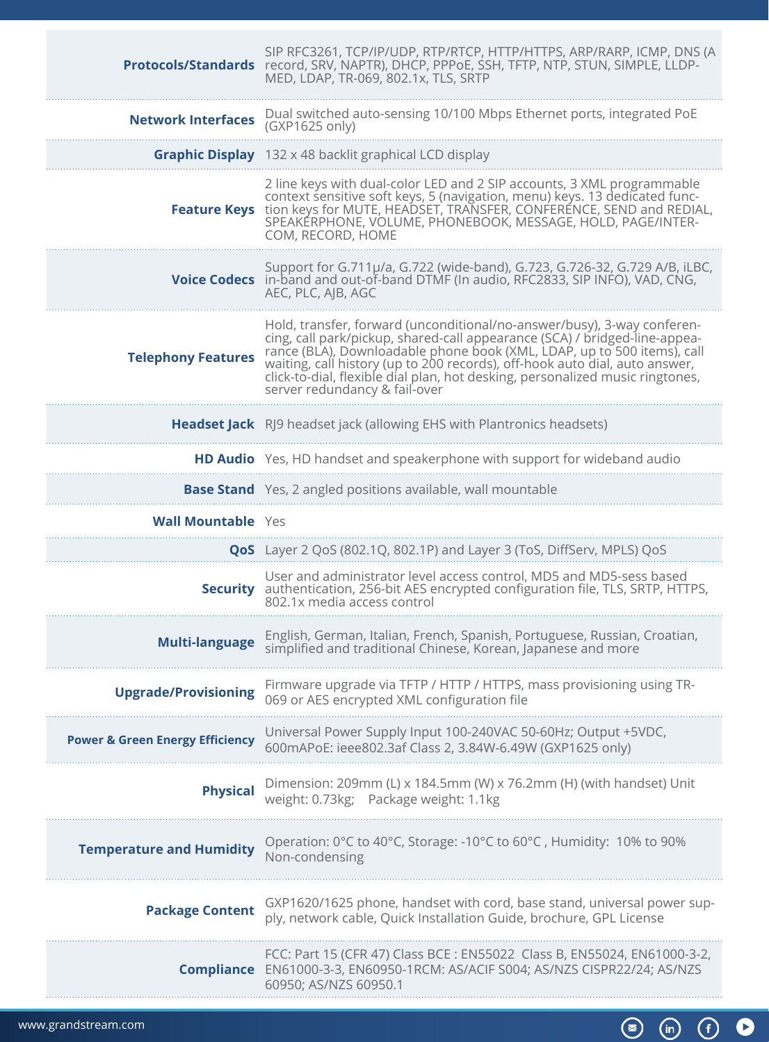| | |
|---|---|
| **Protocols/Standards** | SIP RFC3261, TCP/IP/UDP, RTP/RTCP, HTTP/HTTPS, ARP/RARP, ICMP, DNS (A record, SRV, NAPTR), DHCP, PPPoE, SSH, TFTP, NTP, STUN, SIMPLE, LLDP-MED, LDAP, TR-069, 802.1x, TLS, SRTP |
| **Network Interfaces** | Dual switched auto-sensing 10/100 Mbps Ethernet ports, integrated PoE (GXP1625 only) |
| **Graphic Display** | 132 x 48 backlit graphical LCD display |
| **Feature Keys** | 2 line keys with dual-color LED and 2 SIP accounts, 3 XML programmable context sensitive soft keys, 5 (navigation, menu) keys. 13 dedicated function keys for MUTE, HEADSET, TRANSFER, CONFERENCE, SEND and REDIAL, SPEAKERPHONE, VOLUME, PHONEBOOK, MESSAGE, HOLD, PAGE/INTERCOM, RECORD, HOME |
| **Voice Codecs** | Support for G.711µ/a, G.722 (wide-band), G.723, G.726-32, G.729 A/B, iLBC, in-band and out-of-band DTMF (In audio, RFC2833, SIP INFO), VAD, CNG, AEC, PLC, AJB, AGC |
| **Telephony Features** | Hold, transfer, forward (unconditional/no-answer/busy), 3-way conferencing, call park/pickup, shared-call appearance (SCA) / bridged-line-appearance (BLA), Downloadable phone book (XML, LDAP, up to 500 items), call waiting, call history (up to 200 records), off-hook auto dial, auto answer, click-to-dial, flexible dial plan, hot desking, personalized music ringtones, server redundancy & fail-over |
| **Headset Jack** | RJ9 headset jack (allowing EHS with Plantronics headsets) |
| **HD Audio** | Yes, HD handset and speakerphone with support for wideband audio |
| **Base Stand** | Yes, 2 angled positions available, wall mountable |
| **Wall Mountable** | Yes |
| **QoS** | Layer 2 QoS (802.1Q, 802.1P) and Layer 3 (ToS, DiffServ, MPLS) QoS |
| **Security** | User and administrator level access control, MD5 and MD5-sess based authentication, 256-bit AES encrypted configuration file, TLS, SRTP, HTTPS, 802.1x media access control |
| **Multi-language** | English, German, Italian, French, Spanish, Portuguese, Russian, Croatian, simplified and traditional Chinese, Korean, Japanese and more |
| **Upgrade/Provisioning** | Firmware upgrade via TFTP / HTTP / HTTPS, mass provisioning using TR-069 or AES encrypted XML configuration file |
| **Power & Green Energy Efficiency** | Universal Power Supply Input 100-240VAC 50-60Hz; Output +5VDC, 600mAPoE: ieee802.3af Class 2, 3.84W-6.49W (GXP1625 only) |
| **Physical** | Dimension: 209mm (L) x 184.5mm (W) x 76.2mm (H) (with handset) Unit weight: 0.73kg; Package weight: 1.1kg |
| **Temperature and Humidity** | Operation: 0°C to 40°C, Storage: -10°C to 60°C , Humidity: 10% to 90% Non-condensing |
| **Package Content** | GXP1620/1625 phone, handset with cord, base stand, universal power supply, network cable, Quick Installation Guide, brochure, GPL License |
| **Compliance** | FCC: Part 15 (CFR 47) Class BCE : EN55022 Class B, EN55024, EN61000-3-2, EN61000-3-3, EN60950-1RCM: AS/ACIF S004; AS/NZS CISPR22/24; AS/NZS 60950; AS/NZS 60950.1 |

www.grandstream.com